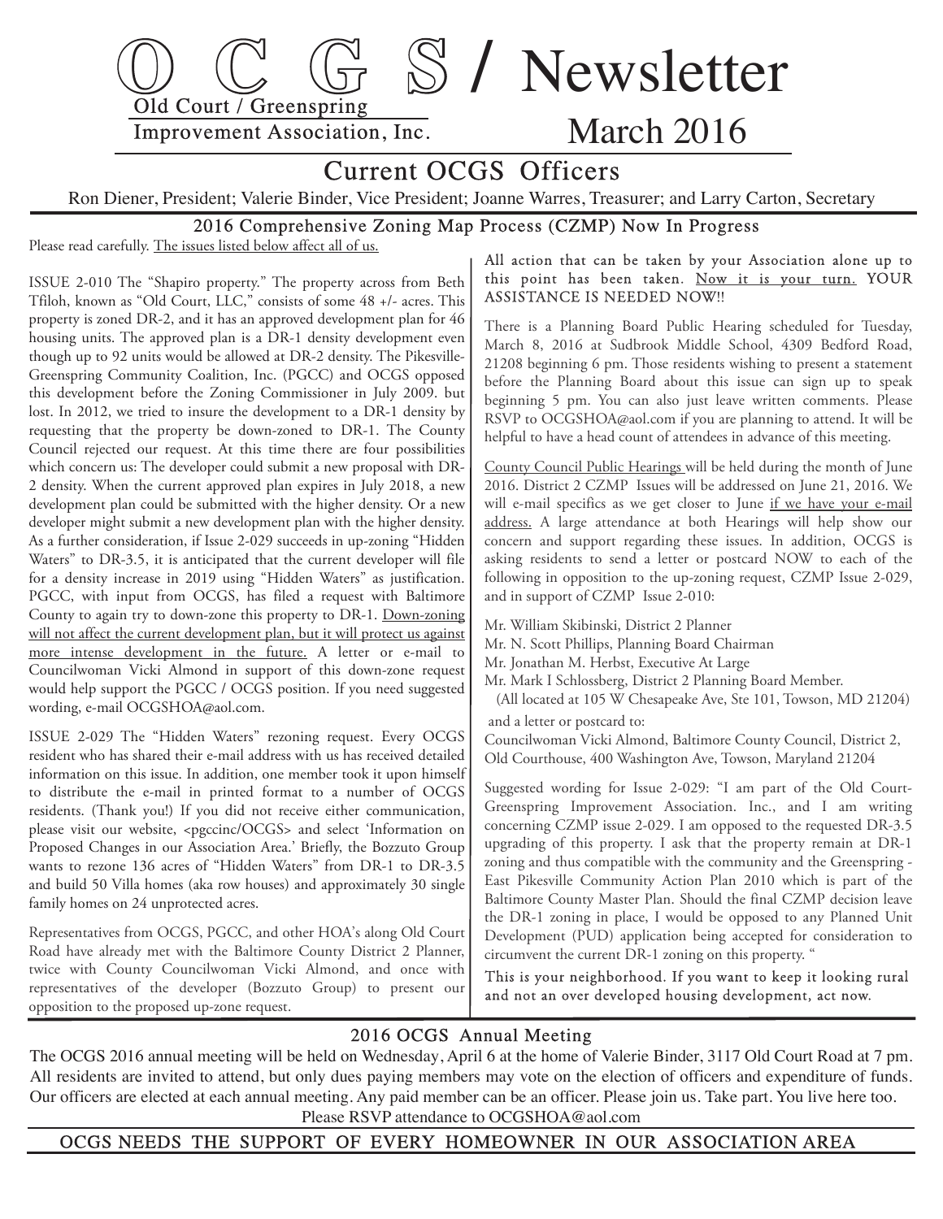# OCGS / Newsletter

Old Court / Greenspring Improvement Association, Inc.

March 2016

## Current OCGS Officers

Ron Diener, President; Valerie Binder, Vice President; Joanne Warres, Treasurer; and Larry Carton, Secretary

### 2016 Comprehensive Zoning Map Process (CZMP) Now In Progress

Please read carefully. The issues listed below affect all of us.

ISSUE 2-010 The "Shapiro property." The property across from Beth Tfiloh, known as "Old Court, LLC," consists of some 48 +/- acres. This property is zoned DR-2, and it has an approved development plan for 46 housing units. The approved plan is a DR-1 density development even though up to 92 units would be allowed at DR-2 density. The Pikesville-Greenspring Community Coalition, Inc. (PGCC) and OCGS opposed this development before the Zoning Commissioner in July 2009. but lost. In 2012, we tried to insure the development to a DR-1 density by requesting that the property be down-zoned to DR-1. The County Council rejected our request. At this time there are four possibilities which concern us: The developer could submit a new proposal with DR-2 density. When the current approved plan expires in July 2018, a new development plan could be submitted with the higher density. Or a new developer might submit a new development plan with the higher density. As a further consideration, if Issue 2-029 succeeds in up-zoning "Hidden Waters" to DR-3.5, it is anticipated that the current developer will file for a density increase in 2019 using "Hidden Waters" as justification. PGCC, with input from OCGS, has filed a request with Baltimore County to again try to down-zone this property to DR-1. Down-zoning will not affect the current development plan, but it will protect us against more intense development in the future. A letter or e-mail to Councilwoman Vicki Almond in support of this down-zone request would help support the PGCC / OCGS position. If you need suggested wording, e-mail OCGSHOA@aol.com.

ISSUE 2-029 The "Hidden Waters" rezoning request. Every OCGS resident who has shared their e-mail address with us has received detailed information on this issue. In addition, one member took it upon himself to distribute the e-mail in printed format to a number of OCGS residents. (Thank you!) If you did not receive either communication, please visit our website, <pgccinc/OCGS> and select 'Information on Proposed Changes in our Association Area.' Briefly, the Bozzuto Group wants to rezone 136 acres of "Hidden Waters" from DR-1 to DR-3.5 and build 50 Villa homes (aka row houses) and approximately 30 single family homes on 24 unprotected acres.

Representatives from OCGS, PGCC, and other HOA's along Old Court Road have already met with the Baltimore County District 2 Planner, twice with County Councilwoman Vicki Almond, and once with representatives of the developer (Bozzuto Group) to present our opposition to the proposed up-zone request.

All action that can be taken by your Association alone up to this point has been taken. Now it is your turn. YOUR ASSISTANCE IS NEEDED NOW!!

There is a Planning Board Public Hearing scheduled for Tuesday, March 8, 2016 at Sudbrook Middle School, 4309 Bedford Road, 21208 beginning 6 pm. Those residents wishing to present a statement before the Planning Board about this issue can sign up to speak beginning 5 pm. You can also just leave written comments. Please RSVP to OCGSHOA@aol.com if you are planning to attend. It will be helpful to have a head count of attendees in advance of this meeting.

County Council Public Hearings will be held during the month of June 2016. District 2 CZMP Issues will be addressed on June 21, 2016. We will e-mail specifics as we get closer to June if we have your e-mail address. A large attendance at both Hearings will help show our concern and support regarding these issues. In addition, OCGS is asking residents to send a letter or postcard NOW to each of the following in opposition to the up-zoning request, CZMP Issue 2-029, and in support of CZMP Issue 2-010:

Mr. William Skibinski, District 2 Planner
Mr. N. Scott Phillips, Planning Board Chairman
Mr. Jonathan M. Herbst, Executive At Large
Mr. Mark I Schlossberg, District 2 Planning Board Member.
(All located at 105 W Chesapeake Ave, Ste 101, Towson, MD 21204)

and a letter or postcard to:
Councilwoman Vicki Almond, Baltimore County Council, District 2, Old Courthouse, 400 Washington Ave, Towson, Maryland 21204

Suggested wording for Issue 2-029: "I am part of the Old Court-Greenspring Improvement Association. Inc., and I am writing concerning CZMP issue 2-029. I am opposed to the requested DR-3.5 upgrading of this property. I ask that the property remain at DR-1 zoning and thus compatible with the community and the Greenspring - East Pikesville Community Action Plan 2010 which is part of the Baltimore County Master Plan. Should the final CZMP decision leave the DR-1 zoning in place, I would be opposed to any Planned Unit Development (PUD) application being accepted for consideration to circumvent the current DR-1 zoning on this property. "

This is your neighborhood. If you want to keep it looking rural and not an over developed housing development, act now.

### 2016 OCGS Annual Meeting

The OCGS 2016 annual meeting will be held on Wednesday, April 6 at the home of Valerie Binder, 3117 Old Court Road at 7 pm. All residents are invited to attend, but only dues paying members may vote on the election of officers and expenditure of funds. Our officers are elected at each annual meeting. Any paid member can be an officer. Please join us. Take part. You live here too. Please RSVP attendance to OCGSHOA@aol.com

OCGS NEEDS THE SUPPORT OF EVERY HOMEOWNER IN OUR ASSOCIATION AREA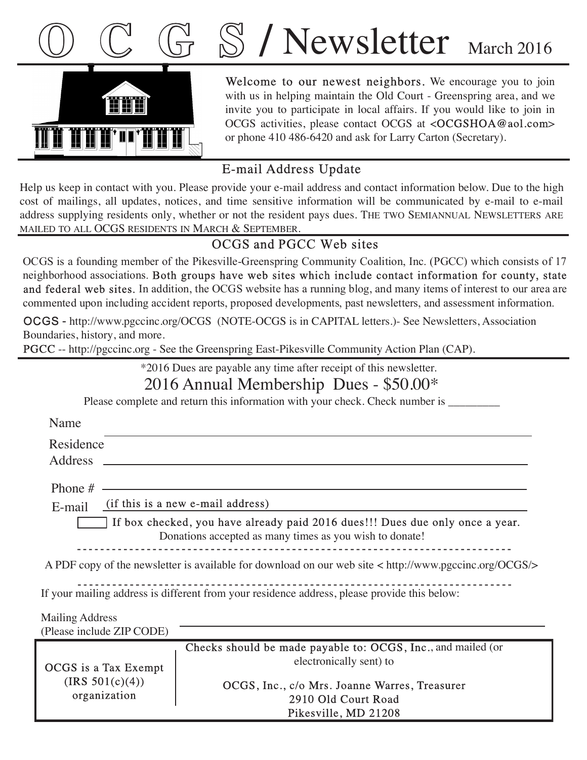# O C G S / Newsletter March 2016

**Welcome to our newest neighbors.** We encourage you to join with us in helping maintain the Old Court - Greenspring area, and we invite you to participate in local affairs. If you would like to join in OCGS activities, please contact OCGS at <OCGSHOA@aol.com> or phone 410 486-6420 and ask for Larry Carton (Secretary).

## E-mail Address Update

Help us keep in contact with you. Please provide your e-mail address and contact information below. Due to the high cost of mailings, all updates, notices, and time sensitive information will be communicated by e-mail to e-mail address supplying residents only, whether or not the resident pays dues. THE TWO SEMIANNUAL NEWSLETTERS ARE MAILED TO ALL OCGS RESIDENTS IN MARCH & SEPTEMBER.

## OCGS and PGCC Web sites

OCGS is a founding member of the Pikesville-Greenspring Community Coalition, Inc. (PGCC) which consists of 17 neighborhood associations. Both groups have web sites which include contact information for county, state and federal web sites. In addition, the OCGS website has a running blog, and many items of interest to our area are commented upon including accident reports, proposed developments, past newsletters, and assessment information.

**OCGS** - http://www.pgccinc.org/OCGS (NOTE-OCGS is in CAPITAL letters.)- See Newsletters, Association Boundaries, history, and more.

**PGCC** -- http://pgccinc.org - See the Greenspring East-Pikesville Community Action Plan (CAP).

*2016 Dues are payable any time after receipt of this newsletter.

## 2016 Annual Membership Dues - $50.00*

Please complete and return this information with your check. Check number is _________

Name ______________________________

Residence Address ______________________________

Phone # ______________________________

E-mail (if this is a new e-mail address) ______________________________

☐ If box checked, you have already paid 2016 dues!!! Dues due only once a year.
Donations accepted as many times as you wish to donate!

- - - - - - - - - - - - - - - - - - - - - - - - - - - - - - - - - - - - - - - -

A PDF copy of the newsletter is available for download on our web site < http://www.pgccinc.org/OCGS/>

- - - - - - - - - - - - - - - - - - - - - - - - - - - - - - - - - - - - - - - -

If your mailing address is different from your residence address, please provide this below:

Mailing Address
(Please include ZIP CODE) ______________________________

OCGS is a Tax Exempt (IRS 501(c)(4)) organization

Checks should be made payable to: OCGS, Inc., and mailed (or electronically sent) to

OCGS, Inc., c/o Mrs. Joanne Warres, Treasurer
2910 Old Court Road
Pikesville, MD 21208